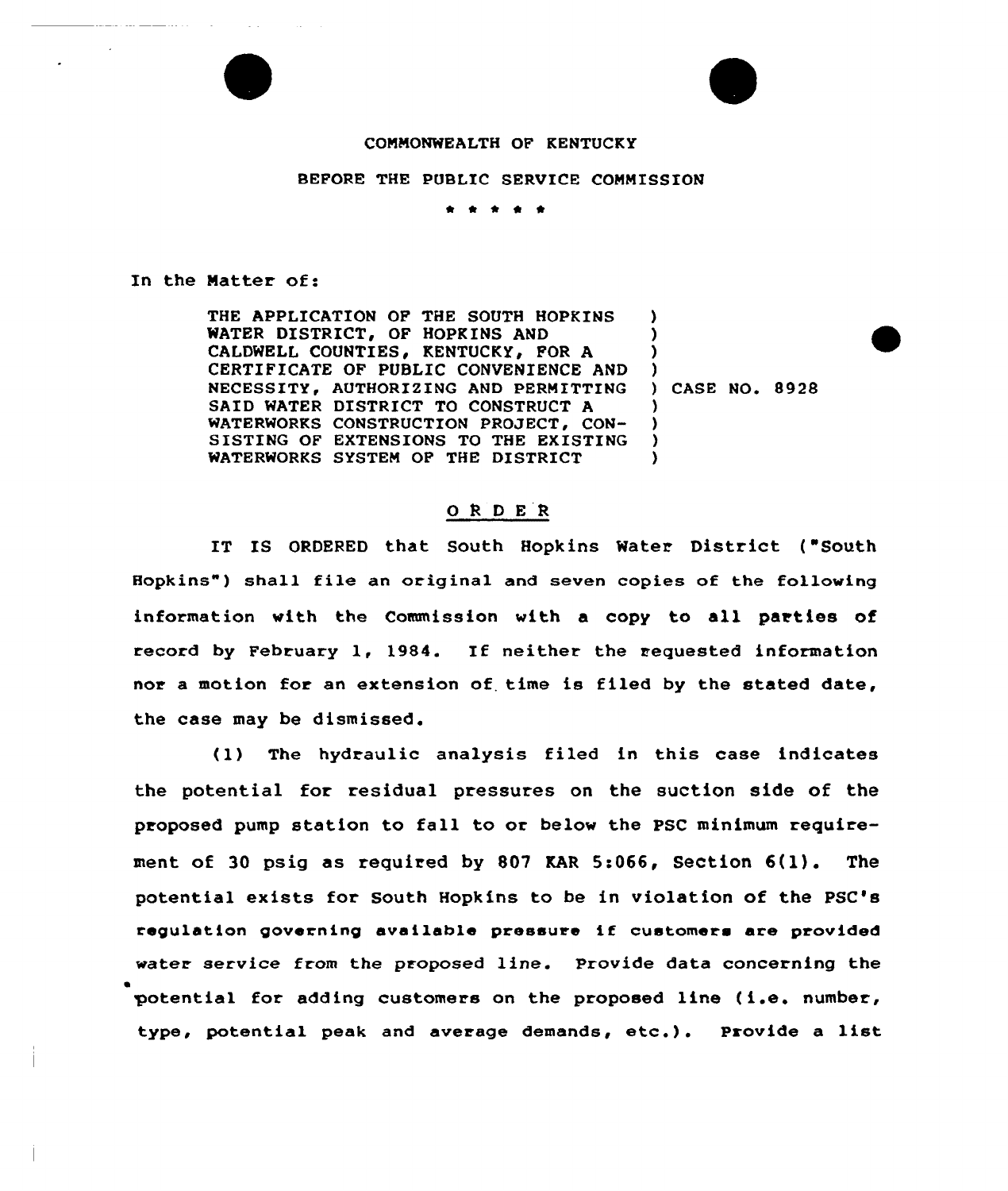COMMONWEALTH OF KENTUCKY

BEFORE THE PUBLIC SERVICE COMMISSION

\* \* \* \* \*

In the Matter of:

THE APPLICATION OF THE SOUTH HOPKINS WATER DISTRICT, OF HOPKINS AND CALDWELL COUNTIES, KENTUCKY, FOR A CERTIFICATE OF PUBLIC CONVENIENCE AND NECESSITY, AUTHORIZING AND PERMITTING SAID WATER DISTRICT TO CONSTRUCT A WATERWORKS CONSTRUCTION PROJECT, CONSISTING OF EXTENSIONS TO THE EXISTING WATERWORKS SYSTEM OF THE DISTRICT ) CASE NO. 8928

## O R D E R

IT IS ORDERED that South Hopkins Water District ("South Hopkins") shall file an original and seven copies of the following information with the Commission with a copy to all parties of record by February 1, 1984. If neither the requested information nor a motion for an extension of time is filed by the stated date, the case may be dismissed.

(1) The hydraulic analysis filed in this case indicates the potential for residual pressures on the suction side of the proposed pump station to fall to or below the PSC minimum requirement of 30 psig as required by 807 KAR 5:066, Section 6(1). The potential exists for South Hopkins to be in violation of the PSC's regulation governing available pressure if customers are provided water service from the proposed line. Provide data concerning the potential for adding customers on the proposed line (i.e. number, type, potential peak and average demands, etc.). Provide a list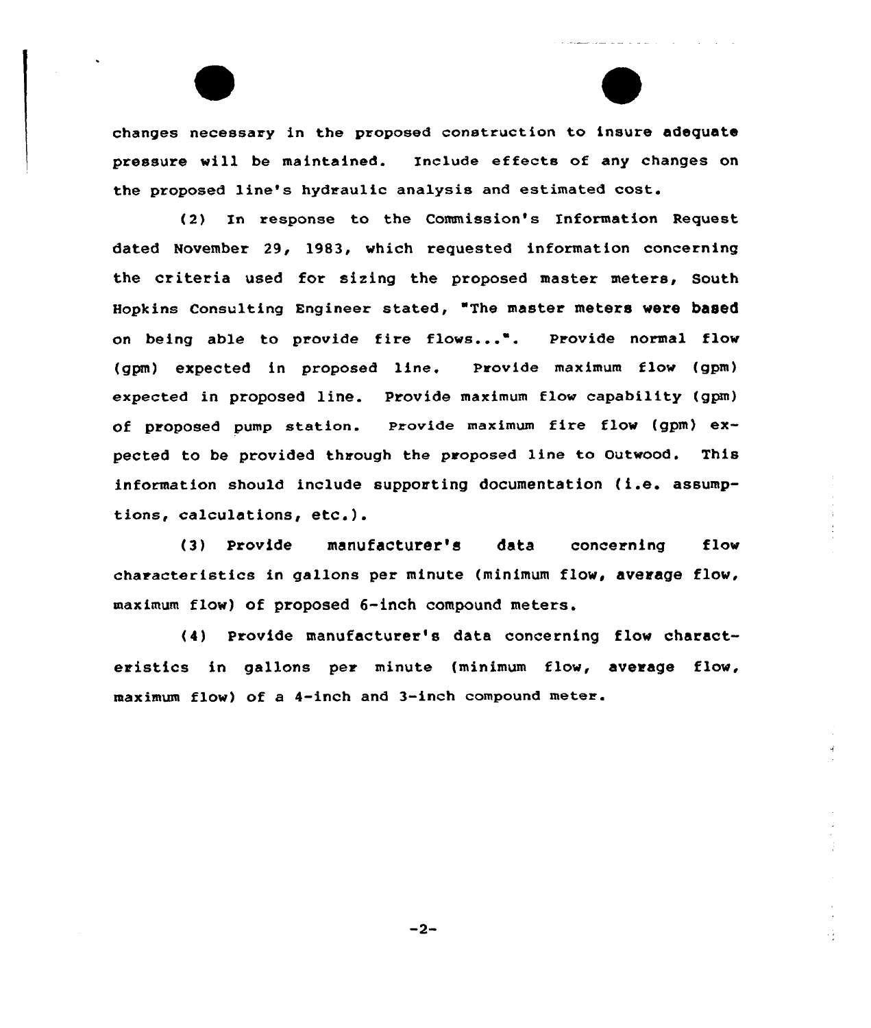changes necessary in the proposed construction to insure adequate pressure will be maintained. Include effects of any changes on the proposed line's hydraulic analysis and estimated cost.

(2) In response to the Commission's Information Request dated November 29, 1983, which requested information concerning the criteria used for sizing the proposed master meters, South Hopkins Consulting Engineer stated, "The master meters were based on being able to provide fire flows...". Provide normal flow (gpm) expected in proposed line. Provide maximum flow (gpm) expected in proposed line. Provide maximum flow capability (gpm) of proposed pump station. Provide maximum fire flow (gpm) expected to be provided through the proposed line to Outwood. This information should include supporting documentation (i.e. assumptions, calculations, etc.).

(3) Provide manufacturer's data concerning flow characteristics in gallons per minute (minimum flow, average flow, maximum flow) of proposed 6-inch compound meters.

(4) Provide manufacturer's data concerning flow characteristics in gallons per minute (minimum flow, average flow, maximum flow) of a 4-inch and 3-inch compound meter.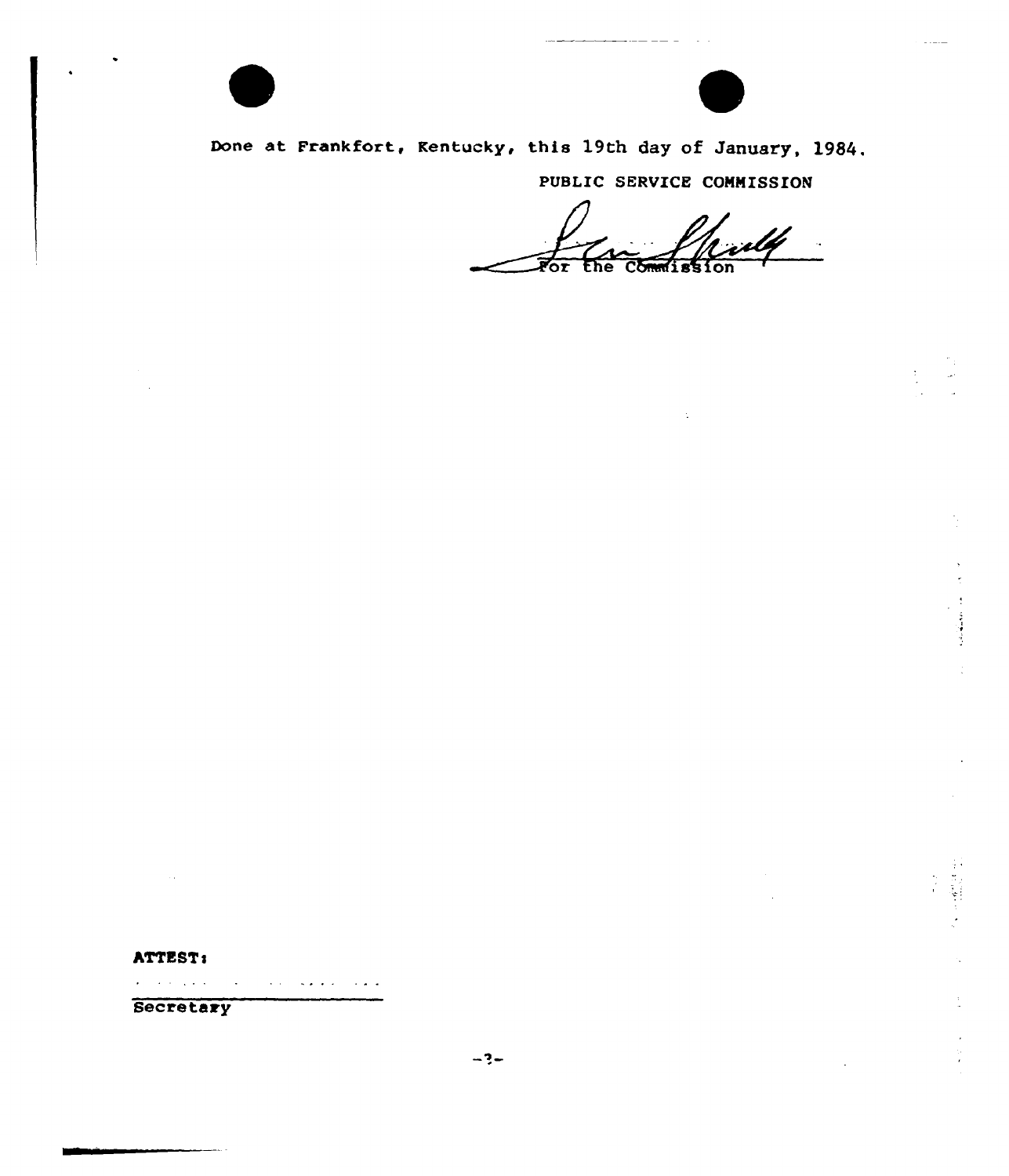Done at Frankfort, Kentucky, this 19th day of January, 1984.

PUBLIC SERVICE COMMISSION

For the Commission

ATTEST:

Secretary